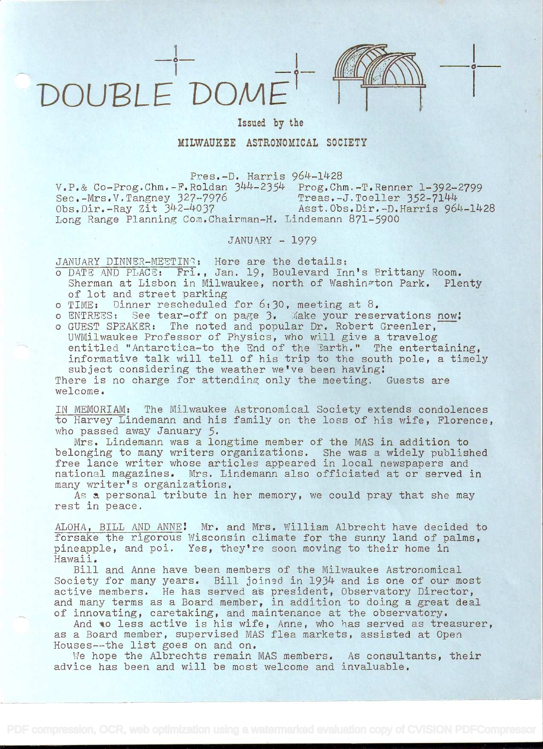# DOUBLE DOME

Issued by the

## MILWAUKEE ASTRONOMICAL SOCIETY

Pres.-D. Harris 964-1428
V.P.& Co-Prog.Chm.-F.Roldan 344-2354 Prog.Chm.-T.Renner 1-392-2799
Sec.-Mrs.V.Tangney 327-7976 Treas.-J.Toeller 352-7144
Obs.Dir.-Ray Zit 342-4037 Asst.Obs.Dir.-D.Harris 964-1428
Long Range Planning Com.Chairman-H. Lindemann 871-5900

JANUARY - 1979

JANUARY DINNER-MEETING: Here are the details:

- DATE AND PLACE: Fri., Jan. 19, Boulevard Inn's Brittany Room. Sherman at Lisbon in Milwaukee, north of Washington Park. Plenty of lot and street parking
- TIME: Dinner rescheduled for 6:30, meeting at 8.
- ENTREES: See tear-off on page 3. Make your reservations now!
- GUEST SPEAKER: The noted and popular Dr. Robert Greenler, UWMilwaukee Professor of Physics, who will give a travelog entitled "Antarctica-to the End of the Earth." The entertaining, informative talk will tell of his trip to the south pole, a timely subject considering the weather we've been having!

There is no charge for attending only the meeting. Guests are welcome.

IN MEMORIAM: The Milwaukee Astronomical Society extends condolences to Harvey Lindemann and his family on the loss of his wife, Florence, who passed away January 5.

Mrs. Lindemann was a longtime member of the MAS in addition to belonging to many writers organizations. She was a widely published free lance writer whose articles appeared in local newspapers and national magazines. Mrs. Lindemann also officiated at or served in many writer's organizations.

As a personal tribute in her memory, we could pray that she may rest in peace.

ALOHA, BILL AND ANNE! Mr. and Mrs. William Albrecht have decided to forsake the rigorous Wisconsin climate for the sunny land of palms, pineapple, and poi. Yes, they're soon moving to their home in Hawaii.

Bill and Anne have been members of the Milwaukee Astronomical Society for many years. Bill joined in 1934 and is one of our most active members. He has served as president, Observatory Director, and many terms as a Board member, in addition to doing a great deal of innovating, caretaking, and maintenance at the observatory.

And no less active is his wife, Anne, who has served as treasurer, as a Board member, supervised MAS flea markets, assisted at Open Houses--the list goes on and on.

We hope the Albrechts remain MAS members. As consultants, their advice has been and will be most welcome and invaluable.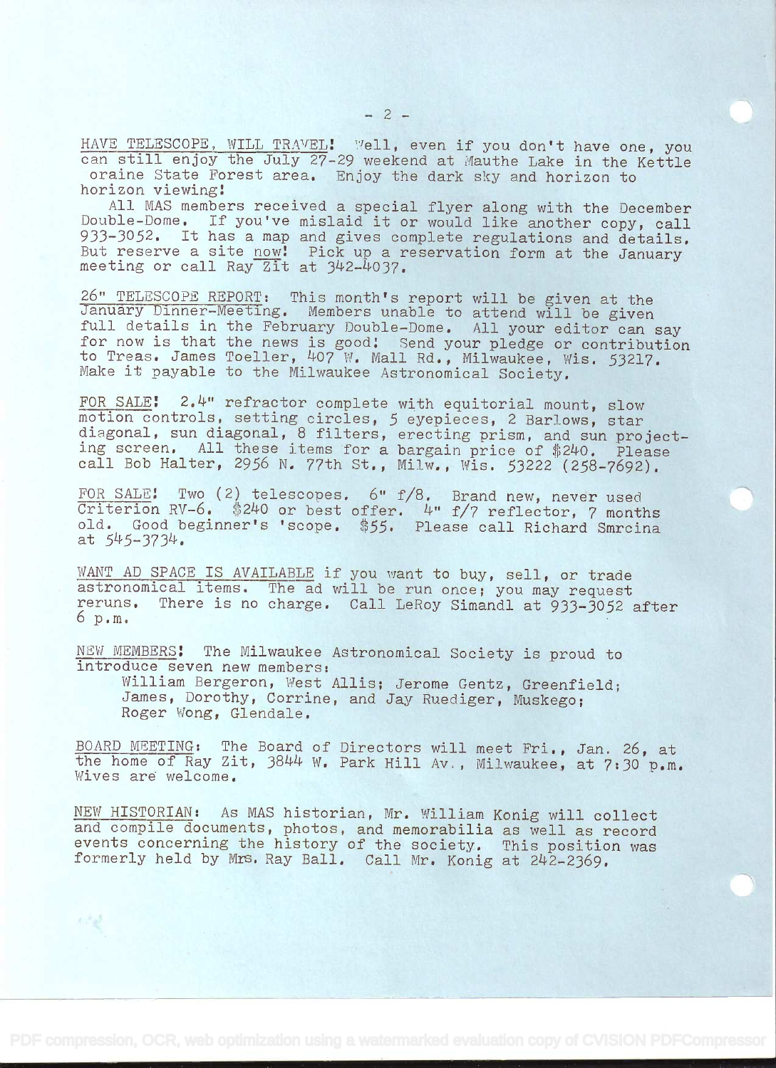HAVE TELESCOPE, WILL TRAVEL! Well, even if you don't have one, you can still enjoy the July 27-29 weekend at Mauthe Lake in the Kettle oraine State Forest area. Enjoy the dark sky and horizon to horizon viewing!

All MAS members received a special flyer along with the December Double-Dome. If you've mislaid it or would like another copy, call 933-3052. It has a map and gives complete regulations and details. But reserve a site now! Pick up a reservation form at the January meeting or call Ray Zit at 342-4037.

26" TELESCOPE REPORT: This month's report will be given at the January Dinner-Meeting. Members unable to attend will be given full details in the February Double-Dome. All your editor can say for now is that the news is good! Send your pledge or contribution to Treas. James Toeller, 407 W. Mall Rd., Milwaukee, Wis. 53217. Make it payable to the Milwaukee Astronomical Society.

FOR SALE! 2.4" refractor complete with equitorial mount, slow motion controls, setting circles, 5 eyepieces, 2 Barlows, star diagonal, sun diagonal, 8 filters, erecting prism, and sun projecting screen. All these items for a bargain price of $240. Please call Bob Halter, 2956 N. 77th St., Milw., Wis. 53222 (258-7692).

FOR SALE! Two (2) telescopes. 6" f/8. Brand new, never used Criterion RV-6. $240 or best offer. 4" f/7 reflector, 7 months old. Good beginner's 'scope. $55. Please call Richard Smrcina at 545-3734.

WANT AD SPACE IS AVAILABLE if you want to buy, sell, or trade astronomical items. The ad will be run once; you may request reruns. There is no charge. Call LeRoy Simandl at 933-3052 after 6 p.m.

NEW MEMBERS! The Milwaukee Astronomical Society is proud to introduce seven new members:

William Bergeron, West Allis; Jerome Gentz, Greenfield; James, Dorothy, Corrine, and Jay Ruediger, Muskego; Roger Wong, Glendale.

BOARD MEETING: The Board of Directors will meet Fri., Jan. 26, at the home of Ray Zit, 3844 W. Park Hill Av., Milwaukee, at 7:30 p.m. Wives are welcome.

NEW HISTORIAN: As MAS historian, Mr. William Konig will collect and compile documents, photos, and memorabilia as well as record events concerning the history of the society. This position was formerly held by Mrs. Ray Ball. Call Mr. Konig at 242-2369.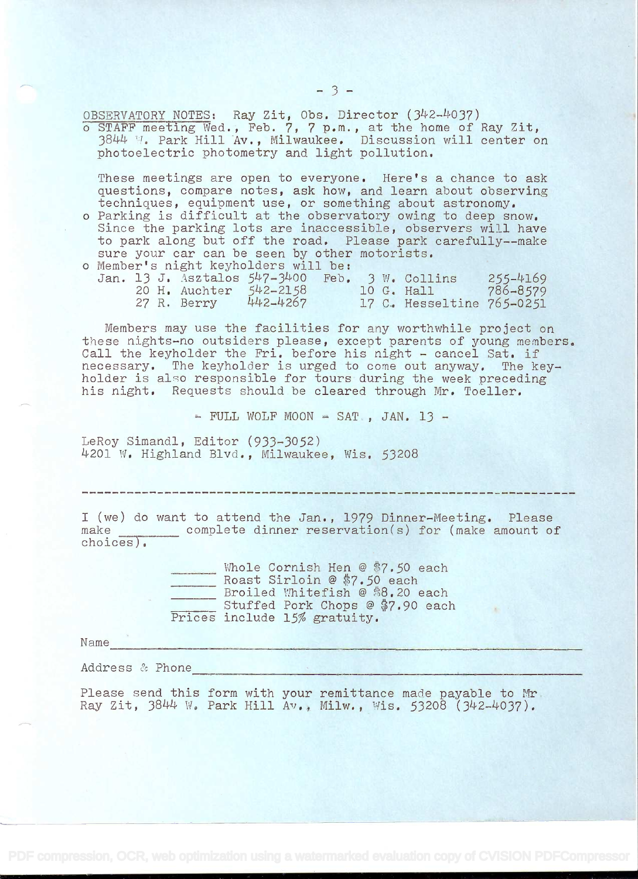OBSERVATORY NOTES: Ray Zit, Obs. Director (342-4037)

- STAFF meeting Wed., Feb. 7, 7 p.m., at the home of Ray Zit, 3844 W. Park Hill Av., Milwaukee. Discussion will center on photoelectric photometry and light pollution.

  These meetings are open to everyone. Here's a chance to ask questions, compare notes, ask how, and learn about observing techniques, equipment use, or something about astronomy.
- Parking is difficult at the observatory owing to deep snow. Since the parking lots are inaccessible, observers will have to park along but off the road. Please park carefully--make sure your car can be seen by other motorists.
- Member's night keyholders will be:

| | | | | | |
|---|---|---|---|---|---|
| Jan. 13 | J. Asztalos | 547-3400 | Feb. 3 | W. Collins | 255-4169 |
| 20 | H. Auchter | 542-2158 | 10 | G. Hall | 786-8579 |
| 27 | R. Berry | 442-4267 | 17 | C. Hesseltine | 765-0251 |

Members may use the facilities for any worthwhile project on these nights-no outsiders please, except parents of young members. Call the keyholder the Fri. before his night - cancel Sat. if necessary. The keyholder is urged to come out anyway. The keyholder is also responsible for tours during the week preceding his night. Requests should be cleared through Mr. Toeller.

- FULL WOLF MOON - SAT., JAN. 13 -

LeRoy Simandl, Editor (933-3052)
4201 W. Highland Blvd., Milwaukee, Wis. 53208

---

I (we) do want to attend the Jan., 1979 Dinner-Meeting. Please make ________ complete dinner reservation(s) for (make amount of choices).

______ Whole Cornish Hen @ $7.50 each
______ Roast Sirloin @ $7.50 each
______ Broiled Whitefish @ $8.20 each
______ Stuffed Pork Chops @ $7.90 each
Prices include 15% gratuity.

Name ____________________________________________

Address & Phone ____________________________________________

Please send this form with your remittance made payable to Mr. Ray Zit, 3844 W. Park Hill Av., Milw., Wis. 53208 (342-4037).